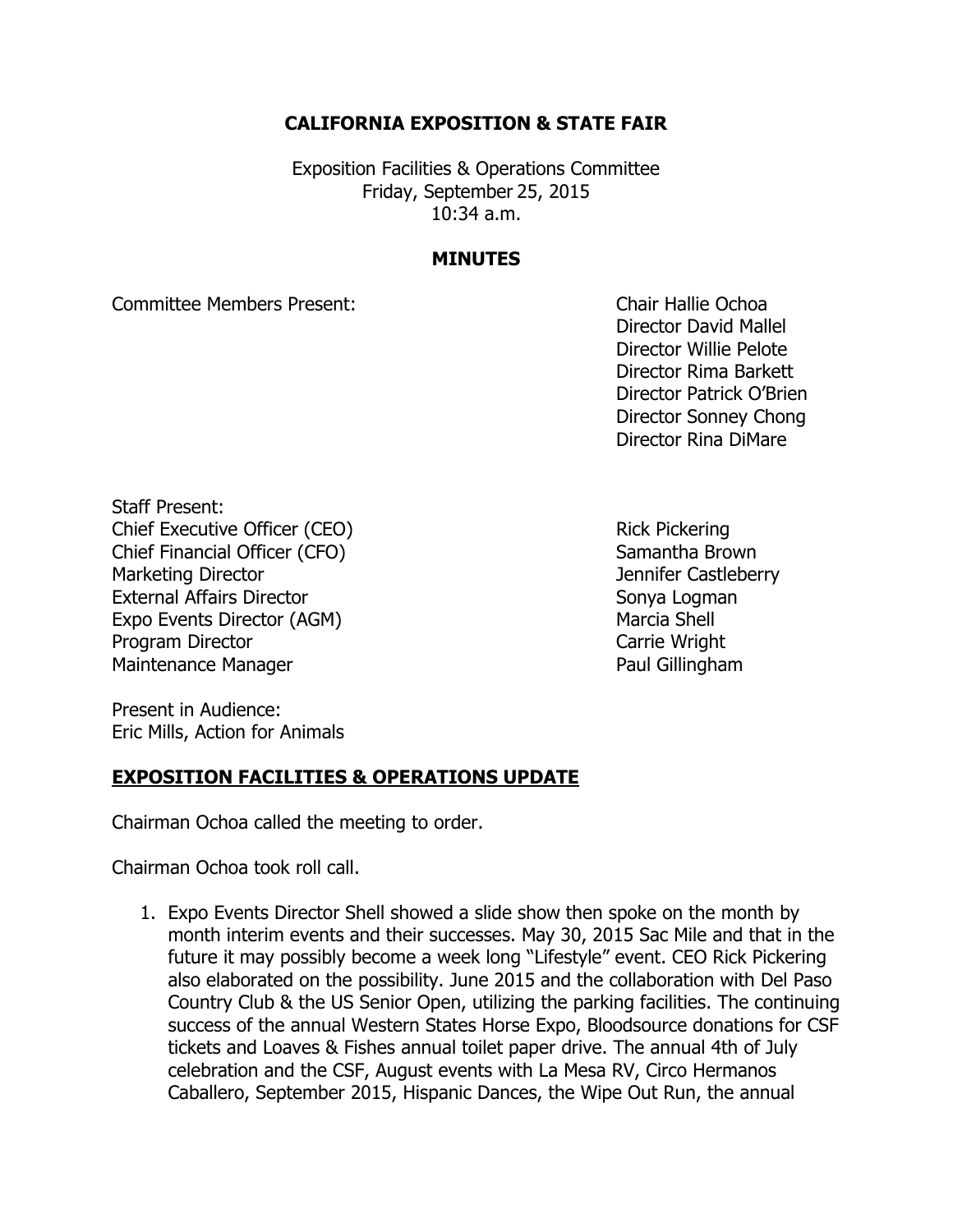# CALIFORNIA EXPOSITION & STATE FAIR

Exposition Facilities & Operations Committee
Friday, September 25, 2015
10:34 a.m.

## MINUTES

Committee Members Present:

Chair Hallie Ochoa
Director David Mallel
Director Willie Pelote
Director Rima Barkett
Director Patrick O'Brien
Director Sonney Chong
Director Rina DiMare

Staff Present:

| | |
|---|---|
| Chief Executive Officer (CEO) | Rick Pickering |
| Chief Financial Officer (CFO) | Samantha Brown |
| Marketing Director | Jennifer Castleberry |
| External Affairs Director | Sonya Logman |
| Expo Events Director (AGM) | Marcia Shell |
| Program Director | Carrie Wright |
| Maintenance Manager | Paul Gillingham |

Present in Audience:
Eric Mills, Action for Animals

## EXPOSITION FACILITIES & OPERATIONS UPDATE

Chairman Ochoa called the meeting to order.

Chairman Ochoa took roll call.

1. Expo Events Director Shell showed a slide show then spoke on the month by month interim events and their successes. May 30, 2015 Sac Mile and that in the future it may possibly become a week long "Lifestyle" event. CEO Rick Pickering also elaborated on the possibility. June 2015 and the collaboration with Del Paso Country Club & the US Senior Open, utilizing the parking facilities. The continuing success of the annual Western States Horse Expo, Bloodsource donations for CSF tickets and Loaves & Fishes annual toilet paper drive. The annual 4th of July celebration and the CSF, August events with La Mesa RV, Circo Hermanos Caballero, September 2015, Hispanic Dances, the Wipe Out Run, the annual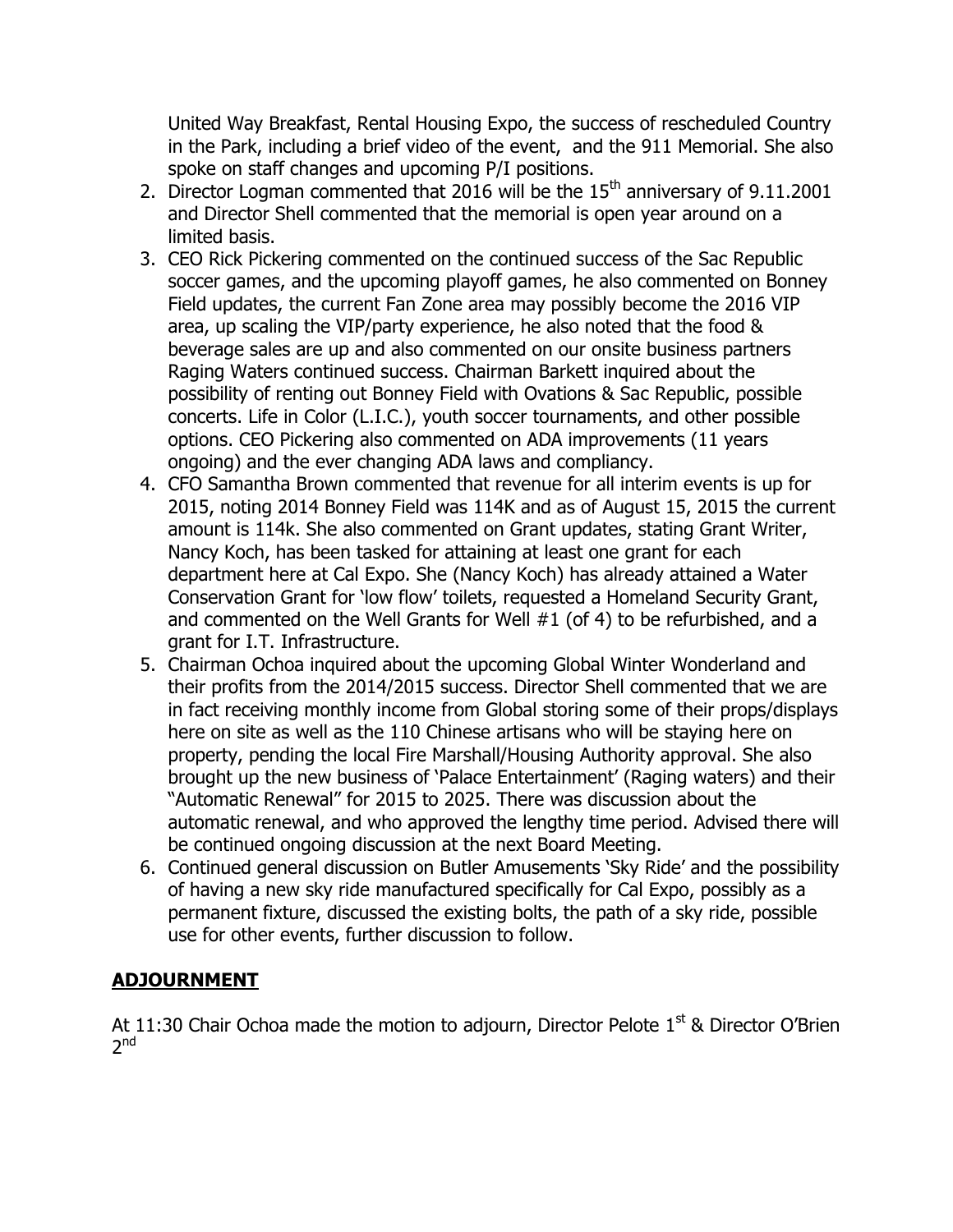United Way Breakfast, Rental Housing Expo, the success of rescheduled Country in the Park, including a brief video of the event, and the 911 Memorial. She also spoke on staff changes and upcoming P/I positions.

2. Director Logman commented that 2016 will be the 15th anniversary of 9.11.2001 and Director Shell commented that the memorial is open year around on a limited basis.
3. CEO Rick Pickering commented on the continued success of the Sac Republic soccer games, and the upcoming playoff games, he also commented on Bonney Field updates, the current Fan Zone area may possibly become the 2016 VIP area, up scaling the VIP/party experience, he also noted that the food & beverage sales are up and also commented on our onsite business partners Raging Waters continued success. Chairman Barkett inquired about the possibility of renting out Bonney Field with Ovations & Sac Republic, possible concerts. Life in Color (L.I.C.), youth soccer tournaments, and other possible options. CEO Pickering also commented on ADA improvements (11 years ongoing) and the ever changing ADA laws and compliancy.
4. CFO Samantha Brown commented that revenue for all interim events is up for 2015, noting 2014 Bonney Field was 114K and as of August 15, 2015 the current amount is 114k. She also commented on Grant updates, stating Grant Writer, Nancy Koch, has been tasked for attaining at least one grant for each department here at Cal Expo. She (Nancy Koch) has already attained a Water Conservation Grant for 'low flow' toilets, requested a Homeland Security Grant, and commented on the Well Grants for Well #1 (of 4) to be refurbished, and a grant for I.T. Infrastructure.
5. Chairman Ochoa inquired about the upcoming Global Winter Wonderland and their profits from the 2014/2015 success. Director Shell commented that we are in fact receiving monthly income from Global storing some of their props/displays here on site as well as the 110 Chinese artisans who will be staying here on property, pending the local Fire Marshall/Housing Authority approval. She also brought up the new business of 'Palace Entertainment' (Raging waters) and their "Automatic Renewal" for 2015 to 2025. There was discussion about the automatic renewal, and who approved the lengthy time period. Advised there will be continued ongoing discussion at the next Board Meeting.
6. Continued general discussion on Butler Amusements 'Sky Ride' and the possibility of having a new sky ride manufactured specifically for Cal Expo, possibly as a permanent fixture, discussed the existing bolts, the path of a sky ride, possible use for other events, further discussion to follow.

## ADJOURNMENT

At 11:30 Chair Ochoa made the motion to adjourn, Director Pelote 1st & Director O'Brien 2nd